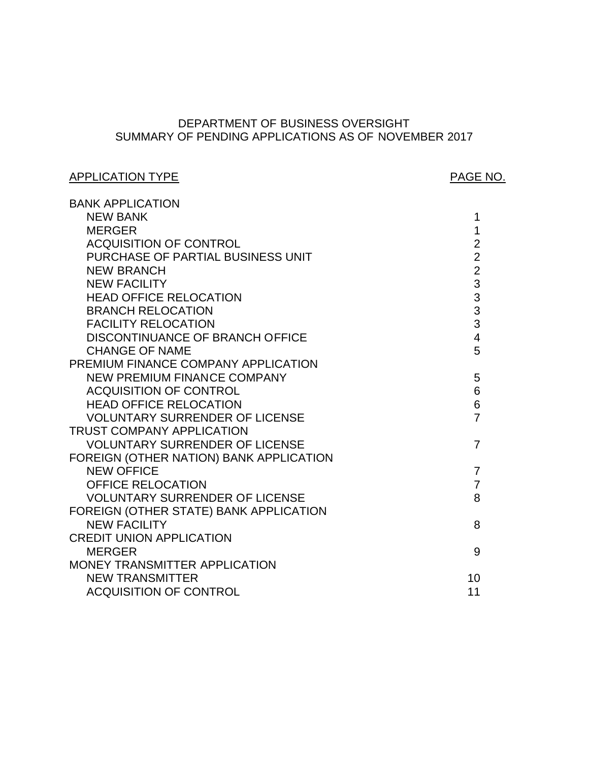# DEPARTMENT OF BUSINESS OVERSIGHT
## SUMMARY OF PENDING APPLICATIONS AS OF NOVEMBER 2017

| APPLICATION TYPE | PAGE NO. |
| --- | --- |
| BANK APPLICATION | |
| NEW BANK | 1 |
| MERGER | 1 |
| ACQUISITION OF CONTROL | 2 |
| PURCHASE OF PARTIAL BUSINESS UNIT | 2 |
| NEW BRANCH | 2 |
| NEW FACILITY | 3 |
| HEAD OFFICE RELOCATION | 3 |
| BRANCH RELOCATION | 3 |
| FACILITY RELOCATION | 3 |
| DISCONTINUANCE OF BRANCH OFFICE | 4 |
| CHANGE OF NAME | 5 |
| PREMIUM FINANCE COMPANY APPLICATION | |
| NEW PREMIUM FINANCE COMPANY | 5 |
| ACQUISITION OF CONTROL | 6 |
| HEAD OFFICE RELOCATION | 6 |
| VOLUNTARY SURRENDER OF LICENSE | 7 |
| TRUST COMPANY APPLICATION | |
| VOLUNTARY SURRENDER OF LICENSE | 7 |
| FOREIGN (OTHER NATION) BANK APPLICATION | |
| NEW OFFICE | 7 |
| OFFICE RELOCATION | 7 |
| VOLUNTARY SURRENDER OF LICENSE | 8 |
| FOREIGN (OTHER STATE) BANK APPLICATION | |
| NEW FACILITY | 8 |
| CREDIT UNION APPLICATION | |
| MERGER | 9 |
| MONEY TRANSMITTER APPLICATION | |
| NEW TRANSMITTER | 10 |
| ACQUISITION OF CONTROL | 11 |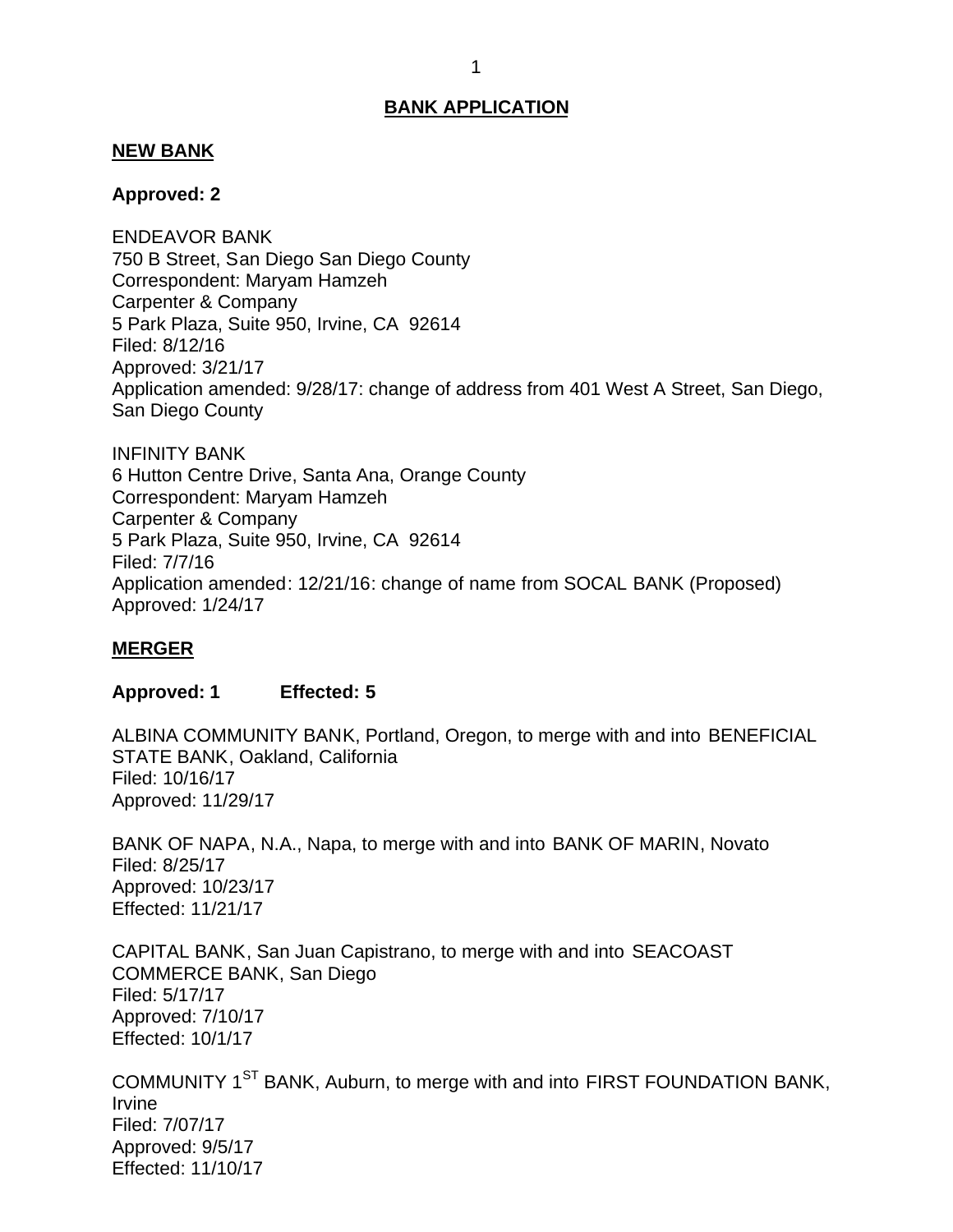## BANK APPLICATION

### NEW BANK

**Approved: 2**

ENDEAVOR BANK
750 B Street, San Diego San Diego County
Correspondent: Maryam Hamzeh
Carpenter & Company
5 Park Plaza, Suite 950, Irvine, CA 92614
Filed: 8/12/16
Approved: 3/21/17
Application amended: 9/28/17: change of address from 401 West A Street, San Diego, San Diego County

INFINITY BANK
6 Hutton Centre Drive, Santa Ana, Orange County
Correspondent: Maryam Hamzeh
Carpenter & Company
5 Park Plaza, Suite 950, Irvine, CA 92614
Filed: 7/7/16
Application amended: 12/21/16: change of name from SOCAL BANK (Proposed)
Approved: 1/24/17

### MERGER

**Approved: 1 Effected: 5**

ALBINA COMMUNITY BANK, Portland, Oregon, to merge with and into BENEFICIAL STATE BANK, Oakland, California
Filed: 10/16/17
Approved: 11/29/17

BANK OF NAPA, N.A., Napa, to merge with and into BANK OF MARIN, Novato
Filed: 8/25/17
Approved: 10/23/17
Effected: 11/21/17

CAPITAL BANK, San Juan Capistrano, to merge with and into SEACOAST COMMERCE BANK, San Diego
Filed: 5/17/17
Approved: 7/10/17
Effected: 10/1/17

COMMUNITY 1ST BANK, Auburn, to merge with and into FIRST FOUNDATION BANK, Irvine
Filed: 7/07/17
Approved: 9/5/17
Effected: 11/10/17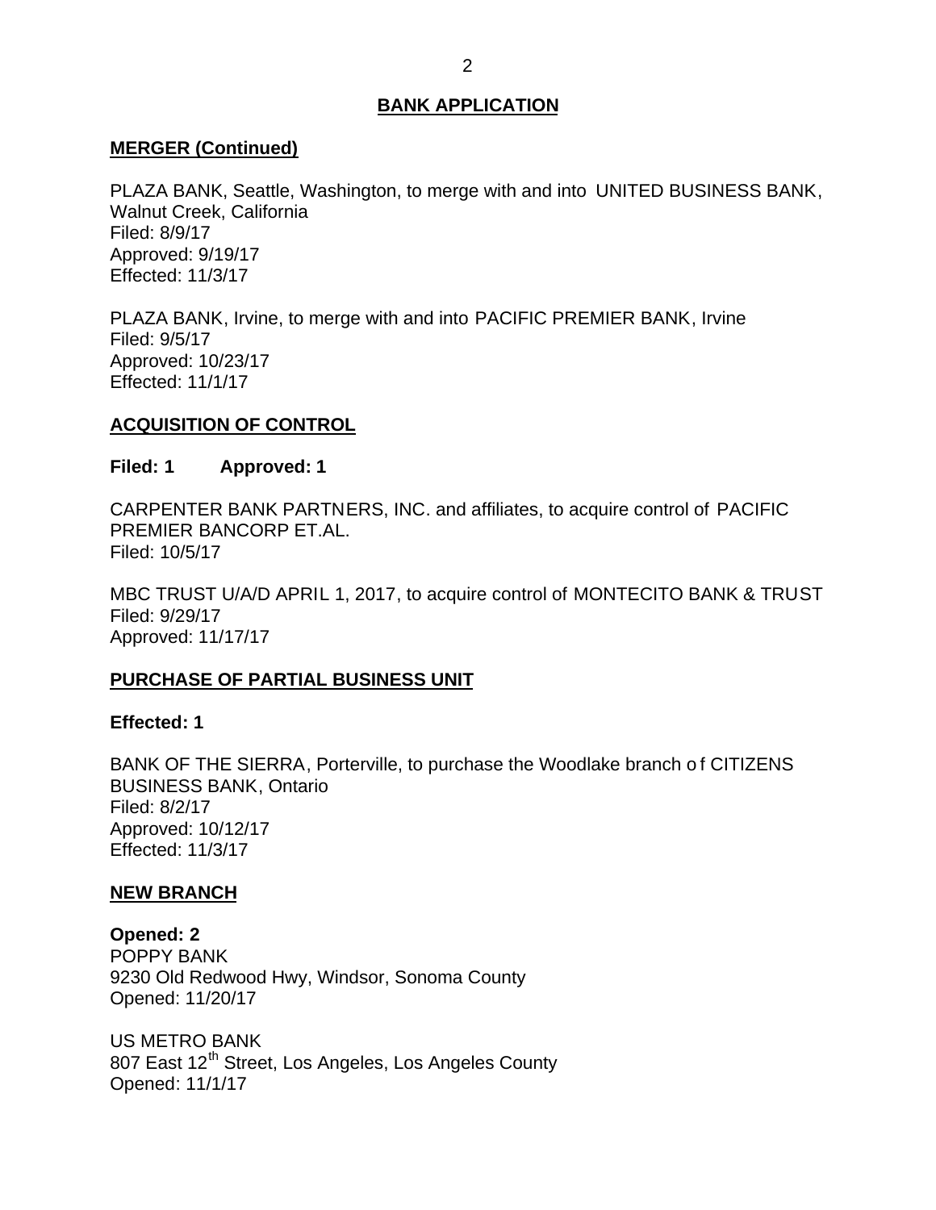## BANK APPLICATION

### MERGER (Continued)

PLAZA BANK, Seattle, Washington, to merge with and into UNITED BUSINESS BANK, Walnut Creek, California
Filed: 8/9/17
Approved: 9/19/17
Effected: 11/3/17

PLAZA BANK, Irvine, to merge with and into PACIFIC PREMIER BANK, Irvine
Filed: 9/5/17
Approved: 10/23/17
Effected: 11/1/17

### ACQUISITION OF CONTROL

**Filed: 1 Approved: 1**

CARPENTER BANK PARTNERS, INC. and affiliates, to acquire control of PACIFIC PREMIER BANCORP ET.AL.
Filed: 10/5/17

MBC TRUST U/A/D APRIL 1, 2017, to acquire control of MONTECITO BANK & TRUST
Filed: 9/29/17
Approved: 11/17/17

### PURCHASE OF PARTIAL BUSINESS UNIT

**Effected: 1**

BANK OF THE SIERRA, Porterville, to purchase the Woodlake branch of CITIZENS BUSINESS BANK, Ontario
Filed: 8/2/17
Approved: 10/12/17
Effected: 11/3/17

### NEW BRANCH

**Opened: 2**

POPPY BANK
9230 Old Redwood Hwy, Windsor, Sonoma County
Opened: 11/20/17

US METRO BANK
807 East 12th Street, Los Angeles, Los Angeles County
Opened: 11/1/17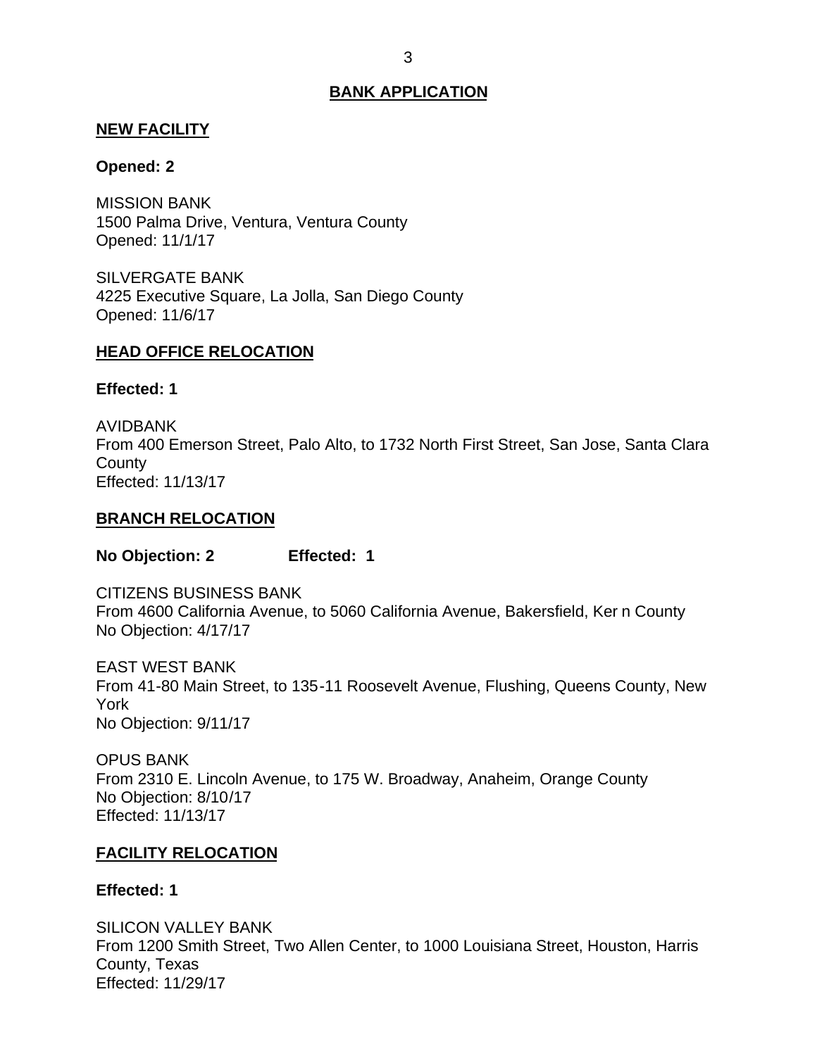## BANK APPLICATION

### NEW FACILITY

**Opened: 2**

MISSION BANK
1500 Palma Drive, Ventura, Ventura County
Opened: 11/1/17

SILVERGATE BANK
4225 Executive Square, La Jolla, San Diego County
Opened: 11/6/17

### HEAD OFFICE RELOCATION

**Effected: 1**

AVIDBANK
From 400 Emerson Street, Palo Alto, to 1732 North First Street, San Jose, Santa Clara County
Effected: 11/13/17

### BRANCH RELOCATION

**No Objection: 2 Effected: 1**

CITIZENS BUSINESS BANK
From 4600 California Avenue, to 5060 California Avenue, Bakersfield, Ker n County
No Objection: 4/17/17

EAST WEST BANK
From 41-80 Main Street, to 135-11 Roosevelt Avenue, Flushing, Queens County, New York
No Objection: 9/11/17

OPUS BANK
From 2310 E. Lincoln Avenue, to 175 W. Broadway, Anaheim, Orange County
No Objection: 8/10/17
Effected: 11/13/17

### FACILITY RELOCATION

**Effected: 1**

SILICON VALLEY BANK
From 1200 Smith Street, Two Allen Center, to 1000 Louisiana Street, Houston, Harris County, Texas
Effected: 11/29/17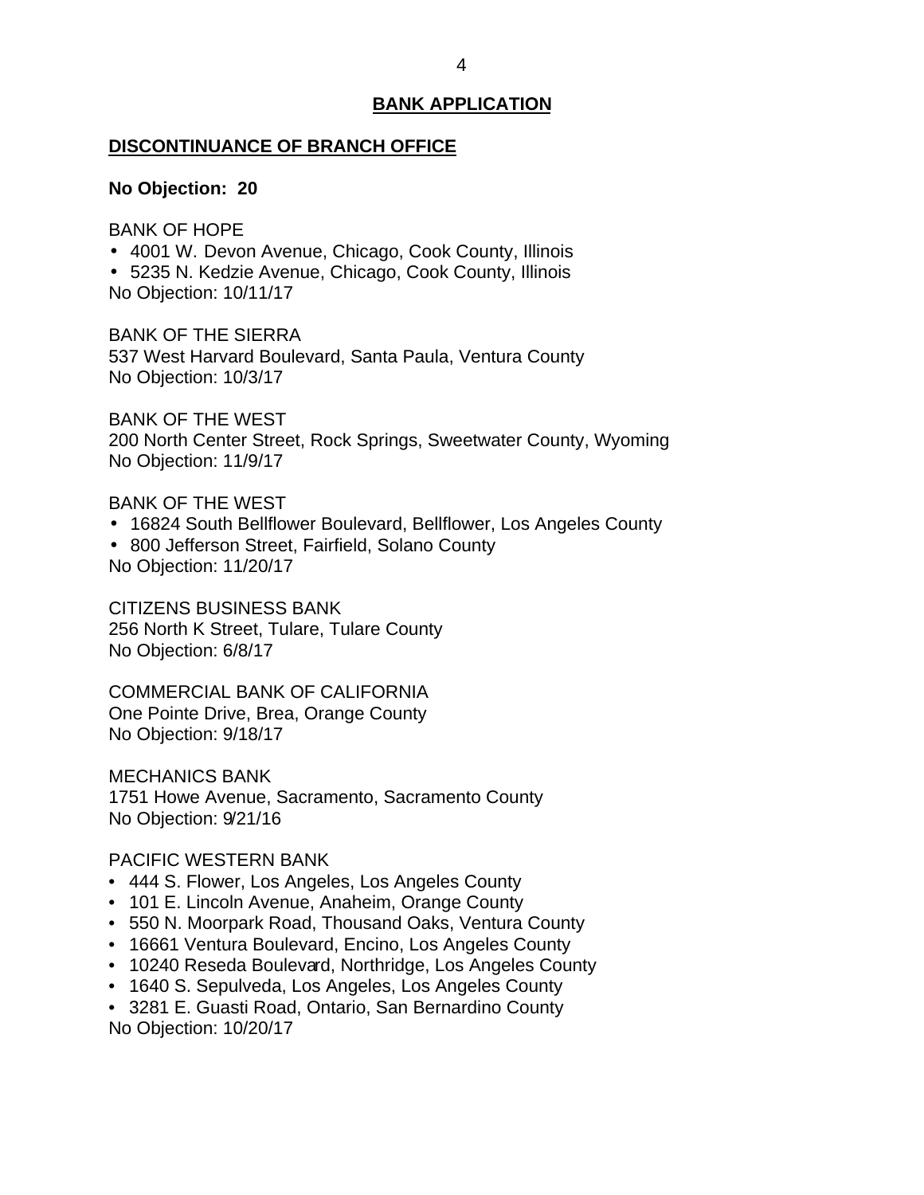## BANK APPLICATION

### DISCONTINUANCE OF BRANCH OFFICE

**No Objection: 20**

BANK OF HOPE
- 4001 W. Devon Avenue, Chicago, Cook County, Illinois
- 5235 N. Kedzie Avenue, Chicago, Cook County, Illinois

No Objection: 10/11/17

BANK OF THE SIERRA
537 West Harvard Boulevard, Santa Paula, Ventura County
No Objection: 10/3/17

BANK OF THE WEST
200 North Center Street, Rock Springs, Sweetwater County, Wyoming
No Objection: 11/9/17

BANK OF THE WEST
- 16824 South Bellflower Boulevard, Bellflower, Los Angeles County
- 800 Jefferson Street, Fairfield, Solano County

No Objection: 11/20/17

CITIZENS BUSINESS BANK
256 North K Street, Tulare, Tulare County
No Objection: 6/8/17

COMMERCIAL BANK OF CALIFORNIA
One Pointe Drive, Brea, Orange County
No Objection: 9/18/17

MECHANICS BANK
1751 Howe Avenue, Sacramento, Sacramento County
No Objection: 9/21/16

PACIFIC WESTERN BANK
- 444 S. Flower, Los Angeles, Los Angeles County
- 101 E. Lincoln Avenue, Anaheim, Orange County
- 550 N. Moorpark Road, Thousand Oaks, Ventura County
- 16661 Ventura Boulevard, Encino, Los Angeles County
- 10240 Reseda Boulevard, Northridge, Los Angeles County
- 1640 S. Sepulveda, Los Angeles, Los Angeles County
- 3281 E. Guasti Road, Ontario, San Bernardino County

No Objection: 10/20/17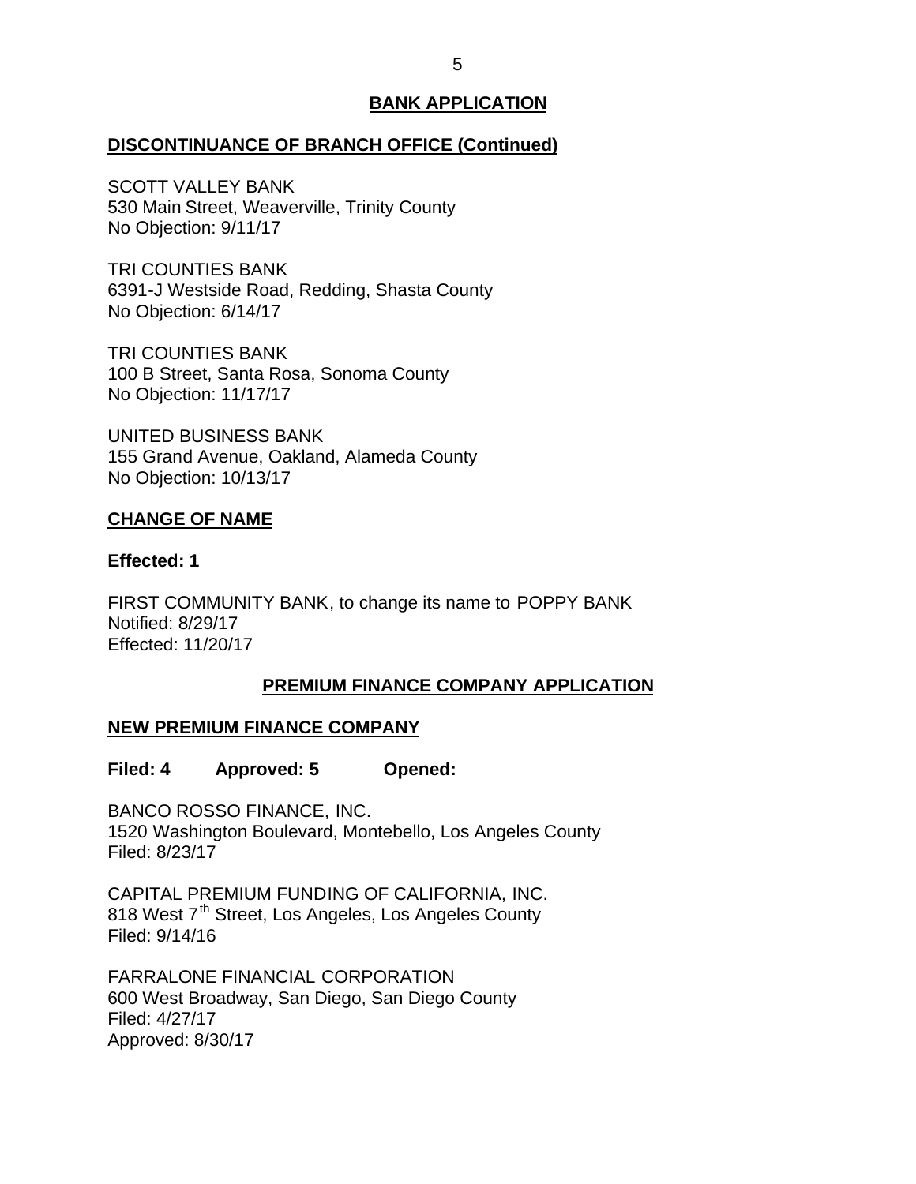## BANK APPLICATION

### DISCONTINUANCE OF BRANCH OFFICE (Continued)

SCOTT VALLEY BANK
530 Main Street, Weaverville, Trinity County
No Objection: 9/11/17

TRI COUNTIES BANK
6391-J Westside Road, Redding, Shasta County
No Objection: 6/14/17

TRI COUNTIES BANK
100 B Street, Santa Rosa, Sonoma County
No Objection: 11/17/17

UNITED BUSINESS BANK
155 Grand Avenue, Oakland, Alameda County
No Objection: 10/13/17

### CHANGE OF NAME

**Effected: 1**

FIRST COMMUNITY BANK, to change its name to POPPY BANK
Notified: 8/29/17
Effected: 11/20/17

## PREMIUM FINANCE COMPANY APPLICATION

### NEW PREMIUM FINANCE COMPANY

**Filed: 4 Approved: 5 Opened:**

BANCO ROSSO FINANCE, INC.
1520 Washington Boulevard, Montebello, Los Angeles County
Filed: 8/23/17

CAPITAL PREMIUM FUNDING OF CALIFORNIA, INC.
818 West 7th Street, Los Angeles, Los Angeles County
Filed: 9/14/16

FARRALONE FINANCIAL CORPORATION
600 West Broadway, San Diego, San Diego County
Filed: 4/27/17
Approved: 8/30/17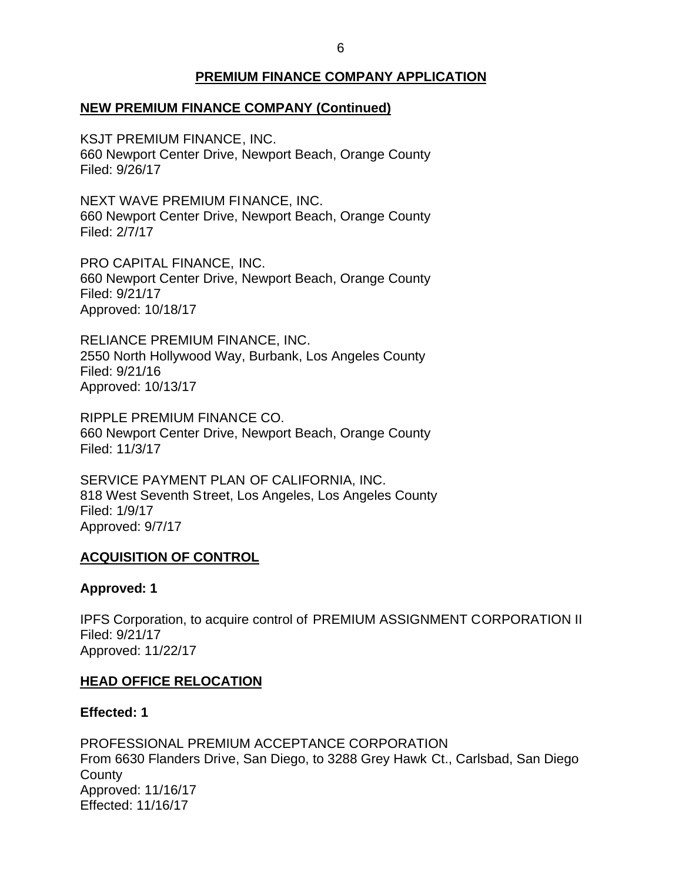## PREMIUM FINANCE COMPANY APPLICATION

### NEW PREMIUM FINANCE COMPANY (Continued)

KSJT PREMIUM FINANCE, INC.
660 Newport Center Drive, Newport Beach, Orange County
Filed: 9/26/17

NEXT WAVE PREMIUM FINANCE, INC.
660 Newport Center Drive, Newport Beach, Orange County
Filed: 2/7/17

PRO CAPITAL FINANCE, INC.
660 Newport Center Drive, Newport Beach, Orange County
Filed: 9/21/17
Approved: 10/18/17

RELIANCE PREMIUM FINANCE, INC.
2550 North Hollywood Way, Burbank, Los Angeles County
Filed: 9/21/16
Approved: 10/13/17

RIPPLE PREMIUM FINANCE CO.
660 Newport Center Drive, Newport Beach, Orange County
Filed: 11/3/17

SERVICE PAYMENT PLAN OF CALIFORNIA, INC.
818 West Seventh Street, Los Angeles, Los Angeles County
Filed: 1/9/17
Approved: 9/7/17

### ACQUISITION OF CONTROL

**Approved: 1**

IPFS Corporation, to acquire control of PREMIUM ASSIGNMENT CORPORATION II
Filed: 9/21/17
Approved: 11/22/17

### HEAD OFFICE RELOCATION

**Effected: 1**

PROFESSIONAL PREMIUM ACCEPTANCE CORPORATION
From 6630 Flanders Drive, San Diego, to 3288 Grey Hawk Ct., Carlsbad, San Diego County
Approved: 11/16/17
Effected: 11/16/17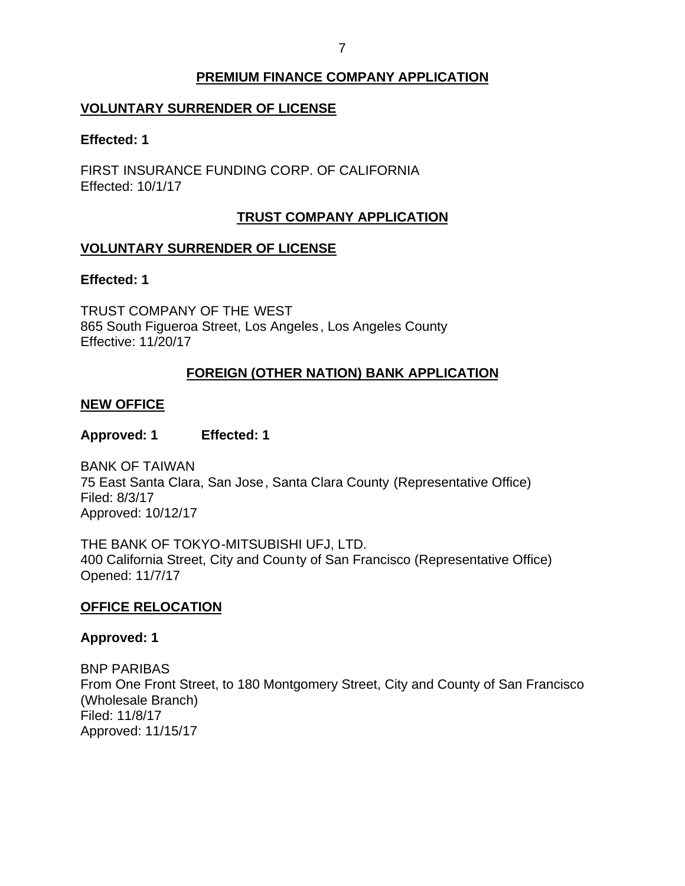## PREMIUM FINANCE COMPANY APPLICATION

### VOLUNTARY SURRENDER OF LICENSE

**Effected: 1**

FIRST INSURANCE FUNDING CORP. OF CALIFORNIA
Effected: 10/1/17

## TRUST COMPANY APPLICATION

### VOLUNTARY SURRENDER OF LICENSE

**Effected: 1**

TRUST COMPANY OF THE WEST
865 South Figueroa Street, Los Angeles, Los Angeles County
Effective: 11/20/17

## FOREIGN (OTHER NATION) BANK APPLICATION

### NEW OFFICE

**Approved: 1 Effected: 1**

BANK OF TAIWAN
75 East Santa Clara, San Jose, Santa Clara County (Representative Office)
Filed: 8/3/17
Approved: 10/12/17

THE BANK OF TOKYO-MITSUBISHI UFJ, LTD.
400 California Street, City and County of San Francisco (Representative Office)
Opened: 11/7/17

### OFFICE RELOCATION

**Approved: 1**

BNP PARIBAS
From One Front Street, to 180 Montgomery Street, City and County of San Francisco (Wholesale Branch)
Filed: 11/8/17
Approved: 11/15/17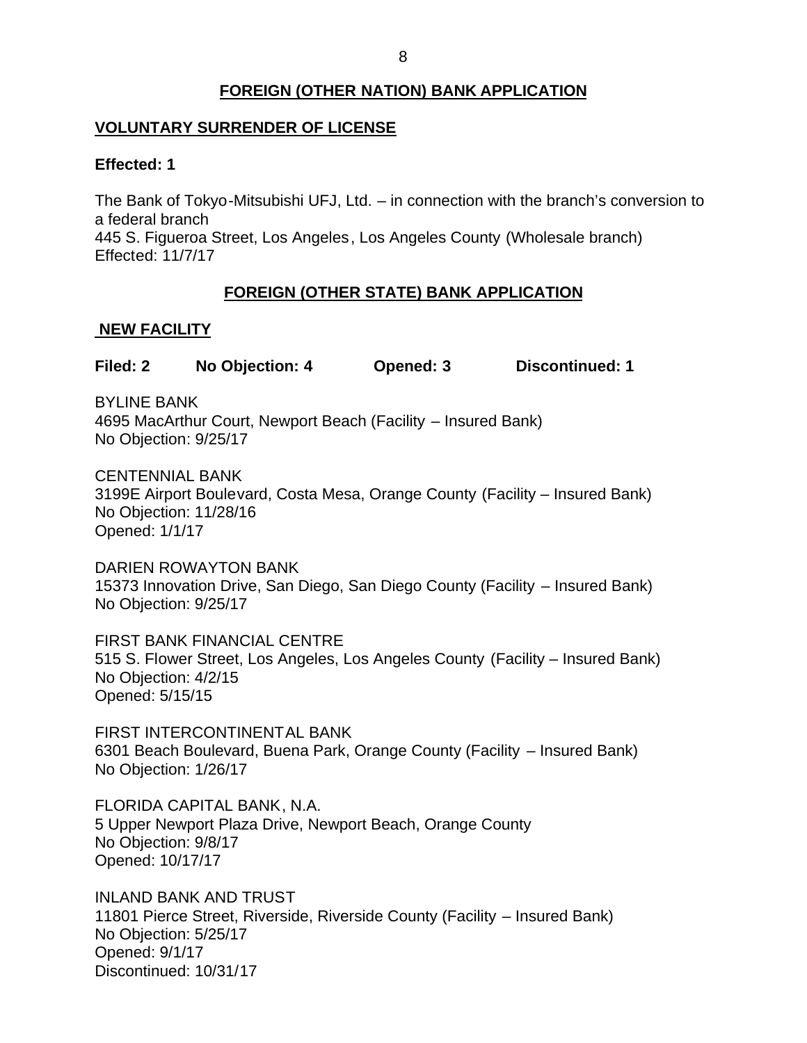## FOREIGN (OTHER NATION) BANK APPLICATION

### VOLUNTARY SURRENDER OF LICENSE

**Effected: 1**

The Bank of Tokyo-Mitsubishi UFJ, Ltd. – in connection with the branch's conversion to a federal branch
445 S. Figueroa Street, Los Angeles, Los Angeles County (Wholesale branch)
Effected: 11/7/17

## FOREIGN (OTHER STATE) BANK APPLICATION

### NEW FACILITY

**Filed: 2 No Objection: 4 Opened: 3 Discontinued: 1**

BYLINE BANK
4695 MacArthur Court, Newport Beach (Facility – Insured Bank)
No Objection: 9/25/17

CENTENNIAL BANK
3199E Airport Boulevard, Costa Mesa, Orange County (Facility – Insured Bank)
No Objection: 11/28/16
Opened: 1/1/17

DARIEN ROWAYTON BANK
15373 Innovation Drive, San Diego, San Diego County (Facility – Insured Bank)
No Objection: 9/25/17

FIRST BANK FINANCIAL CENTRE
515 S. Flower Street, Los Angeles, Los Angeles County (Facility – Insured Bank)
No Objection: 4/2/15
Opened: 5/15/15

FIRST INTERCONTINENTAL BANK
6301 Beach Boulevard, Buena Park, Orange County (Facility – Insured Bank)
No Objection: 1/26/17

FLORIDA CAPITAL BANK, N.A.
5 Upper Newport Plaza Drive, Newport Beach, Orange County
No Objection: 9/8/17
Opened: 10/17/17

INLAND BANK AND TRUST
11801 Pierce Street, Riverside, Riverside County (Facility – Insured Bank)
No Objection: 5/25/17
Opened: 9/1/17
Discontinued: 10/31/17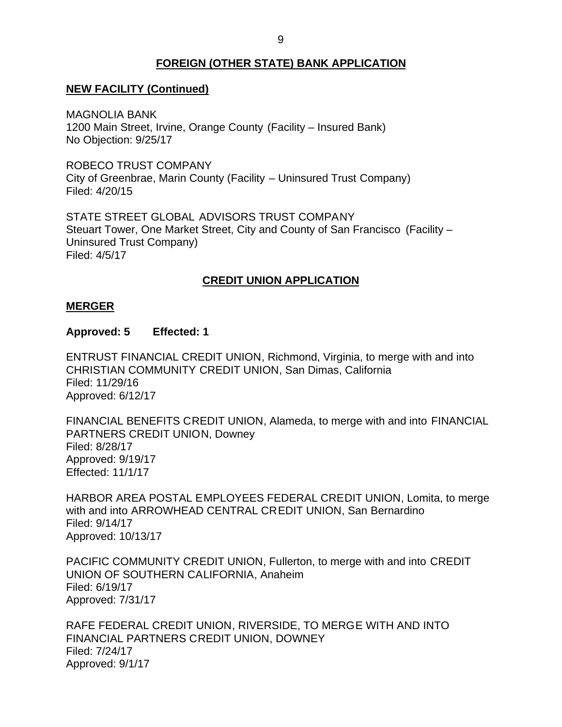## FOREIGN (OTHER STATE) BANK APPLICATION

### NEW FACILITY (Continued)

MAGNOLIA BANK
1200 Main Street, Irvine, Orange County (Facility – Insured Bank)
No Objection: 9/25/17

ROBECO TRUST COMPANY
City of Greenbrae, Marin County (Facility – Uninsured Trust Company)
Filed: 4/20/15

STATE STREET GLOBAL ADVISORS TRUST COMPANY
Steuart Tower, One Market Street, City and County of San Francisco (Facility – Uninsured Trust Company)
Filed: 4/5/17

## CREDIT UNION APPLICATION

### MERGER

**Approved: 5 Effected: 1**

ENTRUST FINANCIAL CREDIT UNION, Richmond, Virginia, to merge with and into CHRISTIAN COMMUNITY CREDIT UNION, San Dimas, California
Filed: 11/29/16
Approved: 6/12/17

FINANCIAL BENEFITS CREDIT UNION, Alameda, to merge with and into FINANCIAL PARTNERS CREDIT UNION, Downey
Filed: 8/28/17
Approved: 9/19/17
Effected: 11/1/17

HARBOR AREA POSTAL EMPLOYEES FEDERAL CREDIT UNION, Lomita, to merge with and into ARROWHEAD CENTRAL CREDIT UNION, San Bernardino
Filed: 9/14/17
Approved: 10/13/17

PACIFIC COMMUNITY CREDIT UNION, Fullerton, to merge with and into CREDIT UNION OF SOUTHERN CALIFORNIA, Anaheim
Filed: 6/19/17
Approved: 7/31/17

RAFE FEDERAL CREDIT UNION, RIVERSIDE, TO MERGE WITH AND INTO FINANCIAL PARTNERS CREDIT UNION, DOWNEY
Filed: 7/24/17
Approved: 9/1/17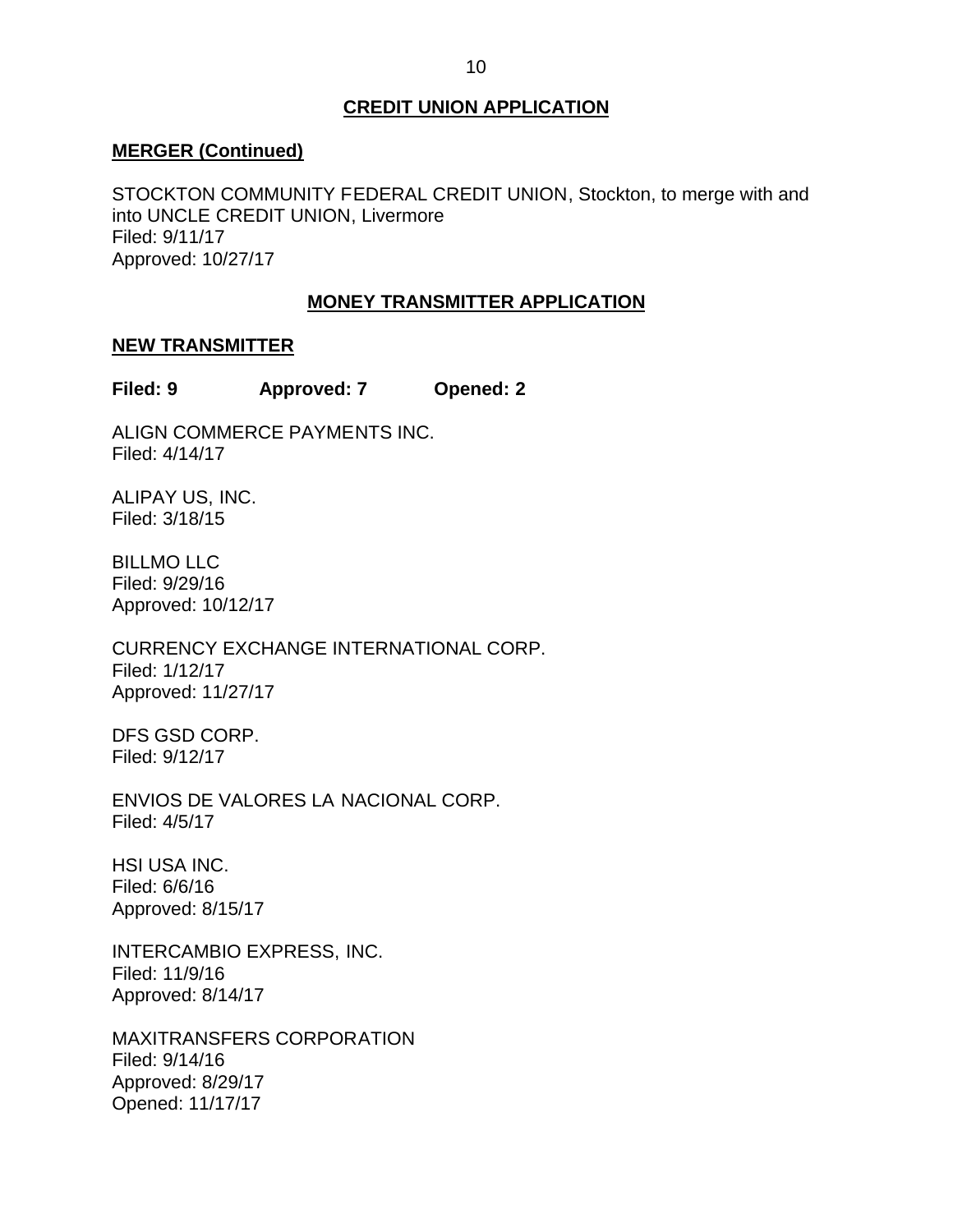## CREDIT UNION APPLICATION

### MERGER (Continued)

STOCKTON COMMUNITY FEDERAL CREDIT UNION, Stockton, to merge with and into UNCLE CREDIT UNION, Livermore
Filed: 9/11/17
Approved: 10/27/17

## MONEY TRANSMITTER APPLICATION

### NEW TRANSMITTER

**Filed: 9 Approved: 7 Opened: 2**

ALIGN COMMERCE PAYMENTS INC.
Filed: 4/14/17

ALIPAY US, INC.
Filed: 3/18/15

BILLMO LLC
Filed: 9/29/16
Approved: 10/12/17

CURRENCY EXCHANGE INTERNATIONAL CORP.
Filed: 1/12/17
Approved: 11/27/17

DFS GSD CORP.
Filed: 9/12/17

ENVIOS DE VALORES LA NACIONAL CORP.
Filed: 4/5/17

HSI USA INC.
Filed: 6/6/16
Approved: 8/15/17

INTERCAMBIO EXPRESS, INC.
Filed: 11/9/16
Approved: 8/14/17

MAXITRANSFERS CORPORATION
Filed: 9/14/16
Approved: 8/29/17
Opened: 11/17/17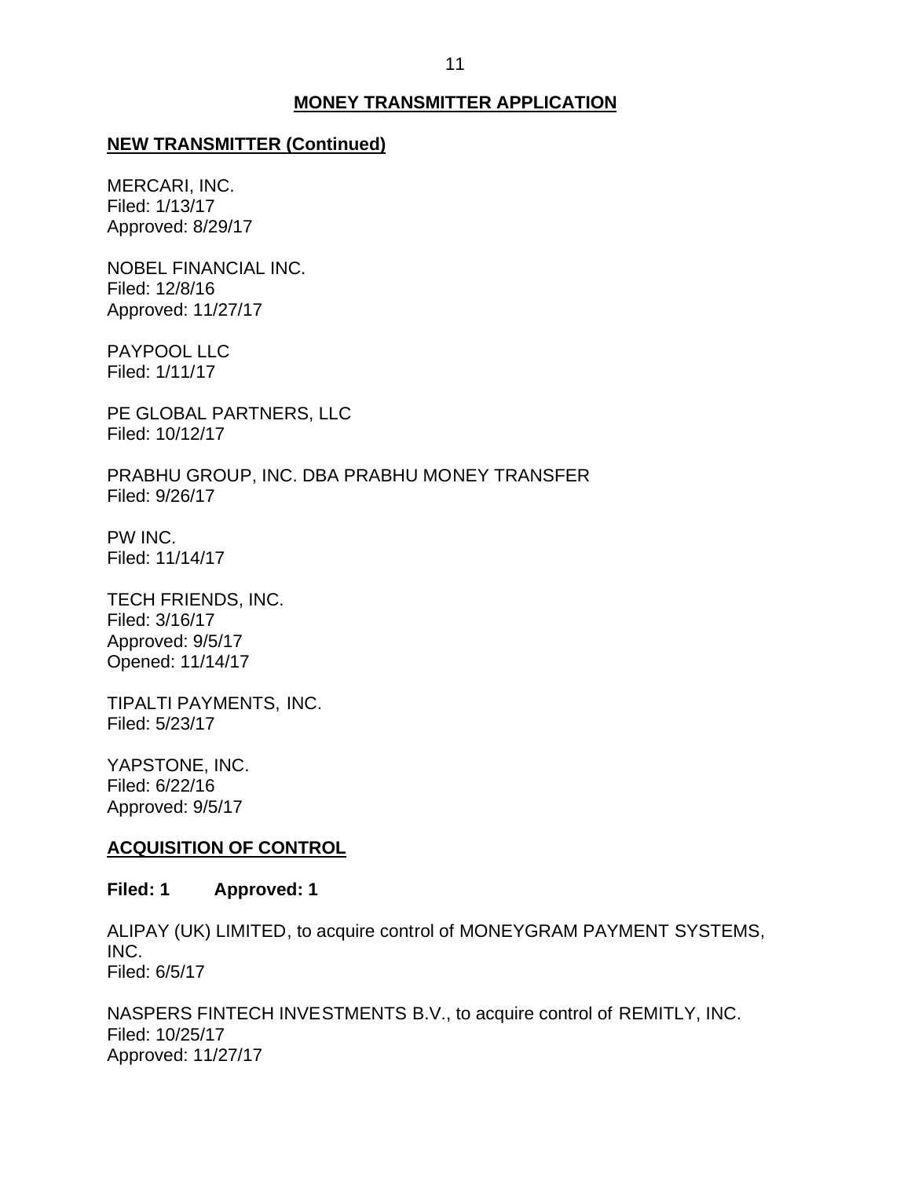## MONEY TRANSMITTER APPLICATION

### NEW TRANSMITTER (Continued)

MERCARI, INC.
Filed: 1/13/17
Approved: 8/29/17

NOBEL FINANCIAL INC.
Filed: 12/8/16
Approved: 11/27/17

PAYPOOL LLC
Filed: 1/11/17

PE GLOBAL PARTNERS, LLC
Filed: 10/12/17

PRABHU GROUP, INC. DBA PRABHU MONEY TRANSFER
Filed: 9/26/17

PW INC.
Filed: 11/14/17

TECH FRIENDS, INC.
Filed: 3/16/17
Approved: 9/5/17
Opened: 11/14/17

TIPALTI PAYMENTS, INC.
Filed: 5/23/17

YAPSTONE, INC.
Filed: 6/22/16
Approved: 9/5/17

### ACQUISITION OF CONTROL

**Filed: 1 Approved: 1**

ALIPAY (UK) LIMITED, to acquire control of MONEYGRAM PAYMENT SYSTEMS, INC.
Filed: 6/5/17

NASPERS FINTECH INVESTMENTS B.V., to acquire control of REMITLY, INC.
Filed: 10/25/17
Approved: 11/27/17